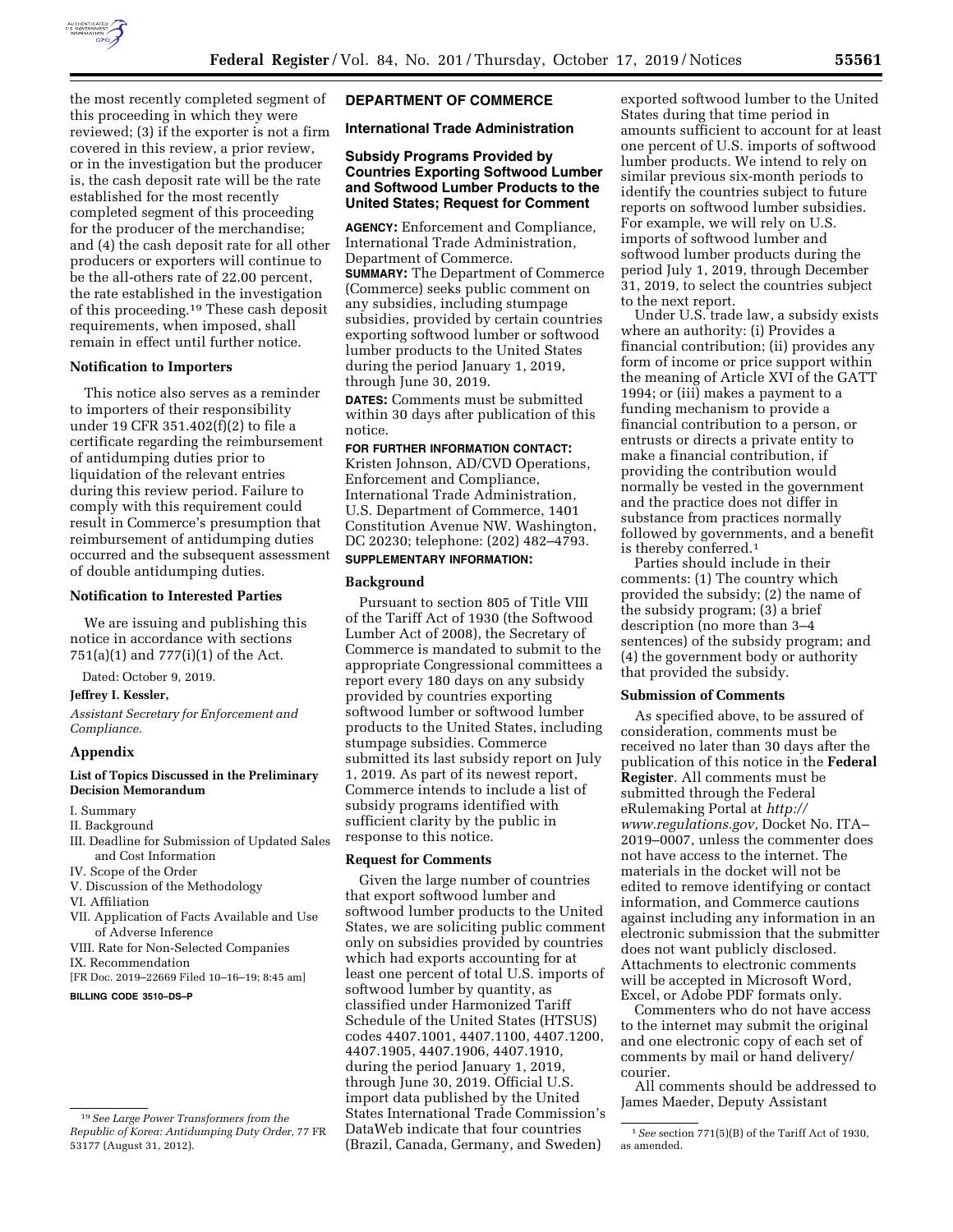the most recently completed segment of this proceeding in which they were reviewed; (3) if the exporter is not a firm covered in this review, a prior review, or in the investigation but the producer is, the cash deposit rate will be the rate established for the most recently completed segment of this proceeding for the producer of the merchandise; and (4) the cash deposit rate for all other producers or exporters will continue to be the all-others rate of 22.00 percent, the rate established in the investigation of this proceeding.[19] These cash deposit requirements, when imposed, shall remain in effect until further notice.

### Notification to Importers

This notice also serves as a reminder to importers of their responsibility under 19 CFR 351.402(f)(2) to file a certificate regarding the reimbursement of antidumping duties prior to liquidation of the relevant entries during this review period. Failure to comply with this requirement could result in Commerce's presumption that reimbursement of antidumping duties occurred and the subsequent assessment of double antidumping duties.

### Notification to Interested Parties

We are issuing and publishing this notice in accordance with sections 751(a)(1) and 777(i)(1) of the Act.

Dated: October 9, 2019.

**Jeffrey I. Kessler,**

*Assistant Secretary for Enforcement and Compliance.*

### Appendix

#### List of Topics Discussed in the Preliminary Decision Memorandum

I. Summary
II. Background
III. Deadline for Submission of Updated Sales and Cost Information
IV. Scope of the Order
V. Discussion of the Methodology
VI. Affiliation
VII. Application of Facts Available and Use of Adverse Inference
VIII. Rate for Non-Selected Companies
IX. Recommendation

[FR Doc. 2019–22669 Filed 10–16–19; 8:45 am]

**BILLING CODE 3510–DS–P**

[19] *See Large Power Transformers from the Republic of Korea: Antidumping Duty Order,* 77 FR 53177 (August 31, 2012).

## DEPARTMENT OF COMMERCE

### International Trade Administration

### Subsidy Programs Provided by Countries Exporting Softwood Lumber and Softwood Lumber Products to the United States; Request for Comment

**AGENCY:** Enforcement and Compliance, International Trade Administration, Department of Commerce.

**SUMMARY:** The Department of Commerce (Commerce) seeks public comment on any subsidies, including stumpage subsidies, provided by certain countries exporting softwood lumber or softwood lumber products to the United States during the period January 1, 2019, through June 30, 2019.

**DATES:** Comments must be submitted within 30 days after publication of this notice.

**FOR FURTHER INFORMATION CONTACT:** Kristen Johnson, AD/CVD Operations, Enforcement and Compliance, International Trade Administration, U.S. Department of Commerce, 1401 Constitution Avenue NW. Washington, DC 20230; telephone: (202) 482–4793.

**SUPPLEMENTARY INFORMATION:**

### Background

Pursuant to section 805 of Title VIII of the Tariff Act of 1930 (the Softwood Lumber Act of 2008), the Secretary of Commerce is mandated to submit to the appropriate Congressional committees a report every 180 days on any subsidy provided by countries exporting softwood lumber or softwood lumber products to the United States, including stumpage subsidies. Commerce submitted its last subsidy report on July 1, 2019. As part of its newest report, Commerce intends to include a list of subsidy programs identified with sufficient clarity by the public in response to this notice.

### Request for Comments

Given the large number of countries that export softwood lumber and softwood lumber products to the United States, we are soliciting public comment only on subsidies provided by countries which had exports accounting for at least one percent of total U.S. imports of softwood lumber by quantity, as classified under Harmonized Tariff Schedule of the United States (HTSUS) codes 4407.1001, 4407.1100, 4407.1200, 4407.1905, 4407.1906, 4407.1910, during the period January 1, 2019, through June 30, 2019. Official U.S. import data published by the United States International Trade Commission's DataWeb indicate that four countries (Brazil, Canada, Germany, and Sweden) exported softwood lumber to the United States during that time period in amounts sufficient to account for at least one percent of U.S. imports of softwood lumber products. We intend to rely on similar previous six-month periods to identify the countries subject to future reports on softwood lumber subsidies. For example, we will rely on U.S. imports of softwood lumber and softwood lumber products during the period July 1, 2019, through December 31, 2019, to select the countries subject to the next report.

Under U.S. trade law, a subsidy exists where an authority: (i) Provides a financial contribution; (ii) provides any form of income or price support within the meaning of Article XVI of the GATT 1994; or (iii) makes a payment to a funding mechanism to provide a financial contribution to a person, or entrusts or directs a private entity to make a financial contribution, if providing the contribution would normally be vested in the government and the practice does not differ in substance from practices normally followed by governments, and a benefit is thereby conferred.[1]

Parties should include in their comments: (1) The country which provided the subsidy; (2) the name of the subsidy program; (3) a brief description (no more than 3–4 sentences) of the subsidy program; and (4) the government body or authority that provided the subsidy.

### Submission of Comments

As specified above, to be assured of consideration, comments must be received no later than 30 days after the publication of this notice in the **Federal Register**. All comments must be submitted through the Federal eRulemaking Portal at *http://www.regulations.gov,* Docket No. ITA–2019–0007, unless the commenter does not have access to the internet. The materials in the docket will not be edited to remove identifying or contact information, and Commerce cautions against including any information in an electronic submission that the submitter does not want publicly disclosed. Attachments to electronic comments will be accepted in Microsoft Word, Excel, or Adobe PDF formats only.

Commenters who do not have access to the internet may submit the original and one electronic copy of each set of comments by mail or hand delivery/courier.

All comments should be addressed to James Maeder, Deputy Assistant

[1] *See* section 771(5)(B) of the Tariff Act of 1930, as amended.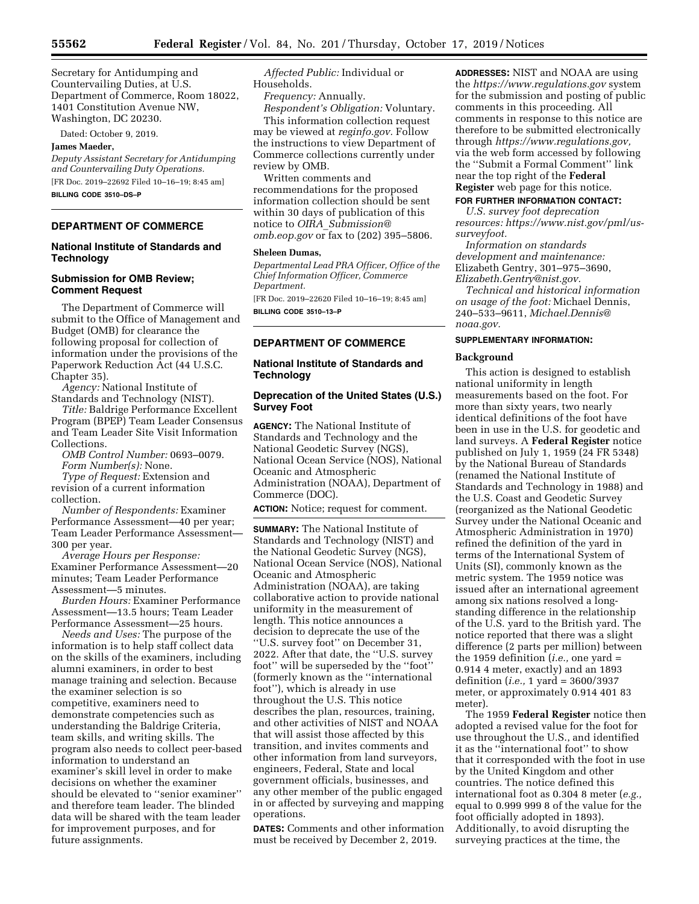Secretary for Antidumping and Countervailing Duties, at U.S. Department of Commerce, Room 18022, 1401 Constitution Avenue NW, Washington, DC 20230.

Dated: October 9, 2019.

**James Maeder,**

*Deputy Assistant Secretary for Antidumping and Countervailing Duty Operations.*

[FR Doc. 2019–22692 Filed 10–16–19; 8:45 am]

**BILLING CODE 3510–DS–P**

## DEPARTMENT OF COMMERCE

### National Institute of Standards and Technology

### Submission for OMB Review; Comment Request

The Department of Commerce will submit to the Office of Management and Budget (OMB) for clearance the following proposal for collection of information under the provisions of the Paperwork Reduction Act (44 U.S.C. Chapter 35).

*Agency:* National Institute of Standards and Technology (NIST).

*Title:* Baldrige Performance Excellent Program (BPEP) Team Leader Consensus and Team Leader Site Visit Information Collections.

*OMB Control Number:* 0693–0079.

*Form Number(s):* None.

*Type of Request:* Extension and revision of a current information collection.

*Number of Respondents:* Examiner Performance Assessment—40 per year; Team Leader Performance Assessment—300 per year.

*Average Hours per Response:* Examiner Performance Assessment—20 minutes; Team Leader Performance Assessment—5 minutes.

*Burden Hours:* Examiner Performance Assessment—13.5 hours; Team Leader Performance Assessment—25 hours.

*Needs and Uses:* The purpose of the information is to help staff collect data on the skills of the examiners, including alumni examiners, in order to best manage training and selection. Because the examiner selection is so competitive, examiners need to demonstrate competencies such as understanding the Baldrige Criteria, team skills, and writing skills. The program also needs to collect peer-based information to understand an examiner's skill level in order to make decisions on whether the examiner should be elevated to ''senior examiner'' and therefore team leader. The blinded data will be shared with the team leader for improvement purposes, and for future assignments.

*Affected Public:* Individual or Households.

*Frequency:* Annually.

*Respondent's Obligation:* Voluntary.

This information collection request may be viewed at *reginfo.gov.* Follow the instructions to view Department of Commerce collections currently under review by OMB.

Written comments and recommendations for the proposed information collection should be sent within 30 days of publication of this notice to *OIRA_Submission@omb.eop.gov* or fax to (202) 395–5806.

**Sheleen Dumas,**

*Departmental Lead PRA Officer, Office of the Chief Information Officer, Commerce Department.*

[FR Doc. 2019–22620 Filed 10–16–19; 8:45 am]

**BILLING CODE 3510–13–P**

## DEPARTMENT OF COMMERCE

### National Institute of Standards and Technology

### Deprecation of the United States (U.S.) Survey Foot

**AGENCY:** The National Institute of Standards and Technology and the National Geodetic Survey (NGS), National Ocean Service (NOS), National Oceanic and Atmospheric Administration (NOAA), Department of Commerce (DOC).

**ACTION:** Notice; request for comment.

**SUMMARY:** The National Institute of Standards and Technology (NIST) and the National Geodetic Survey (NGS), National Ocean Service (NOS), National Oceanic and Atmospheric Administration (NOAA), are taking collaborative action to provide national uniformity in the measurement of length. This notice announces a decision to deprecate the use of the ''U.S. survey foot'' on December 31, 2022. After that date, the ''U.S. survey foot'' will be superseded by the ''foot'' (formerly known as the ''international foot''), which is already in use throughout the U.S. This notice describes the plan, resources, training, and other activities of NIST and NOAA that will assist those affected by this transition, and invites comments and other information from land surveyors, engineers, Federal, State and local government officials, businesses, and any other member of the public engaged in or affected by surveying and mapping operations.

**DATES:** Comments and other information must be received by December 2, 2019.

**ADDRESSES:** NIST and NOAA are using the *https://www.regulations.gov* system for the submission and posting of public comments in this proceeding. All comments in response to this notice are therefore to be submitted electronically through *https://www.regulations.gov,* via the web form accessed by following the ''Submit a Formal Comment'' link near the top right of the **Federal Register** web page for this notice.

**FOR FURTHER INFORMATION CONTACT:**

*U.S. survey foot deprecation resources: https://www.nist.gov/pml/us-surveyfoot.*

*Information on standards development and maintenance:* Elizabeth Gentry, 301–975–3690, *Elizabeth.Gentry@nist.gov.*

*Technical and historical information on usage of the foot:* Michael Dennis, 240–533–9611, *Michael.Dennis@noaa.gov.*

**SUPPLEMENTARY INFORMATION:**

**Background**

This action is designed to establish national uniformity in length measurements based on the foot. For more than sixty years, two nearly identical definitions of the foot have been in use in the U.S. for geodetic and land surveys. A **Federal Register** notice published on July 1, 1959 (24 FR 5348) by the National Bureau of Standards (renamed the National Institute of Standards and Technology in 1988) and the U.S. Coast and Geodetic Survey (reorganized as the National Geodetic Survey under the National Oceanic and Atmospheric Administration in 1970) refined the definition of the yard in terms of the International System of Units (SI), commonly known as the metric system. The 1959 notice was issued after an international agreement among six nations resolved a long-standing difference in the relationship of the U.S. yard to the British yard. The notice reported that there was a slight difference (2 parts per million) between the 1959 definition (*i.e.,* one yard = 0.914 4 meter, exactly) and an 1893 definition (*i.e.,* 1 yard = 3600/3937 meter, or approximately 0.914 401 83 meter).

The 1959 **Federal Register** notice then adopted a revised value for the foot for use throughout the U.S., and identified it as the ''international foot'' to show that it corresponded with the foot in use by the United Kingdom and other countries. The notice defined this international foot as 0.304 8 meter (*e.g.,* equal to 0.999 999 8 of the value for the foot officially adopted in 1893). Additionally, to avoid disrupting the surveying practices at the time, the